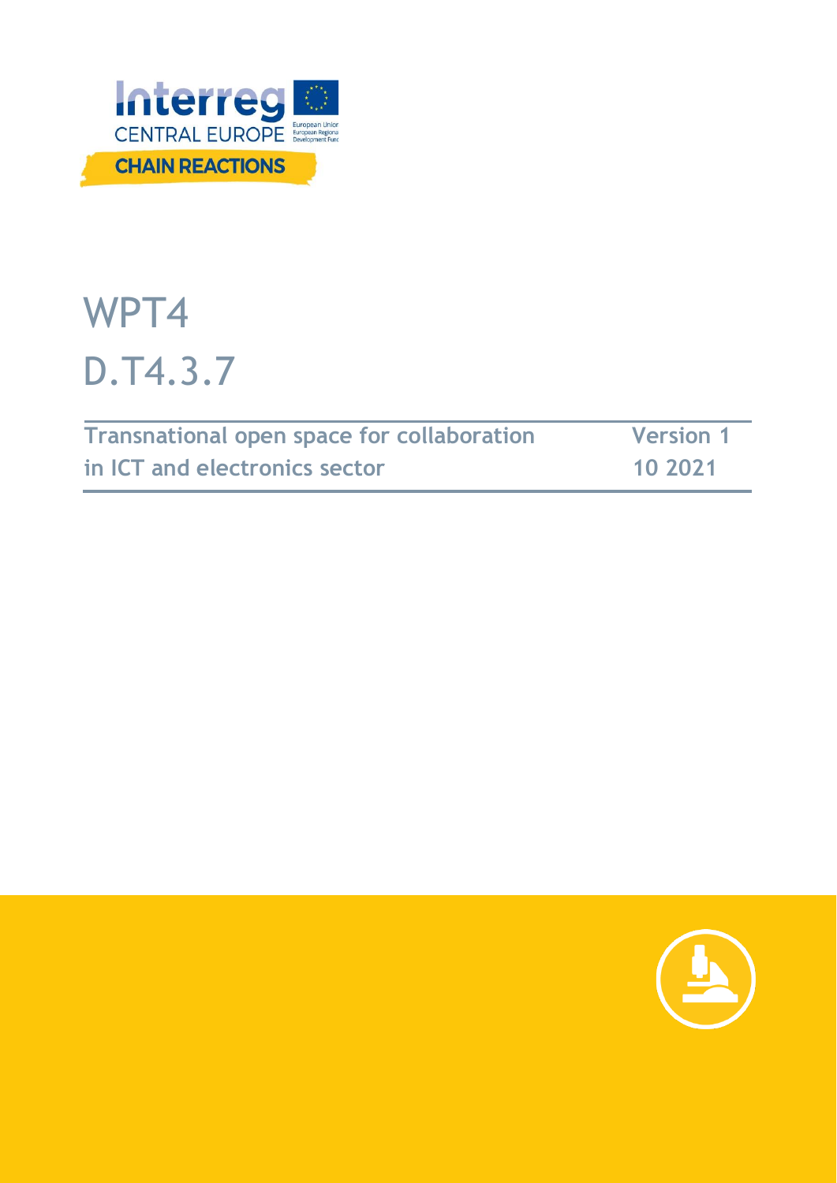Interreg CENTRAL EUROPE

CHAIN REACTIONS

# WPT4

# D.T4.3.7

| Transnational open space for collaboration in ICT and electronics sector | Version 1 10 2021 |
| --- | --- |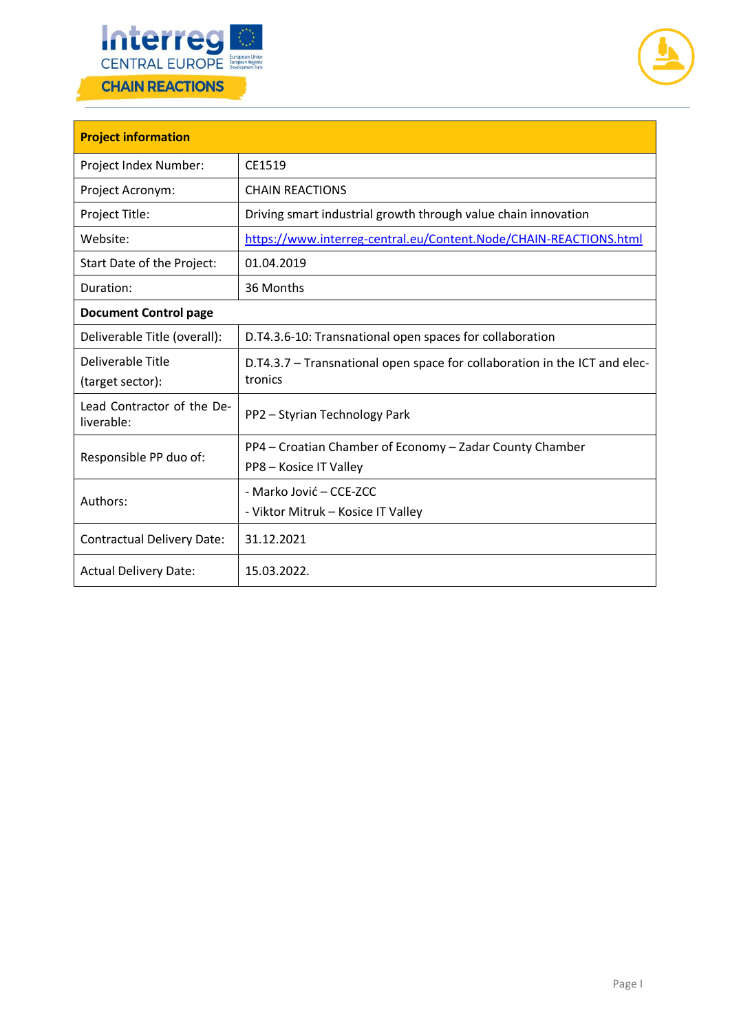| **Project information** | |
|---|---|
| Project Index Number: | CE1519 |
| Project Acronym: | CHAIN REACTIONS |
| Project Title: | Driving smart industrial growth through value chain innovation |
| Website: | https://www.interreg-central.eu/Content.Node/CHAIN-REACTIONS.html |
| Start Date of the Project: | 01.04.2019 |
| Duration: | 36 Months |
| **Document Control page** | |
| Deliverable Title (overall): | D.T4.3.6-10: Transnational open spaces for collaboration |
| Deliverable Title (target sector): | D.T4.3.7 – Transnational open space for collaboration in the ICT and electronics |
| Lead Contractor of the Deliverable: | PP2 – Styrian Technology Park |
| Responsible PP duo of: | PP4 – Croatian Chamber of Economy – Zadar County Chamber<br>PP8 – Kosice IT Valley |
| Authors: | - Marko Jović – CCE-ZCC<br>- Viktor Mitruk – Kosice IT Valley |
| Contractual Delivery Date: | 31.12.2021 |
| Actual Delivery Date: | 15.03.2022. |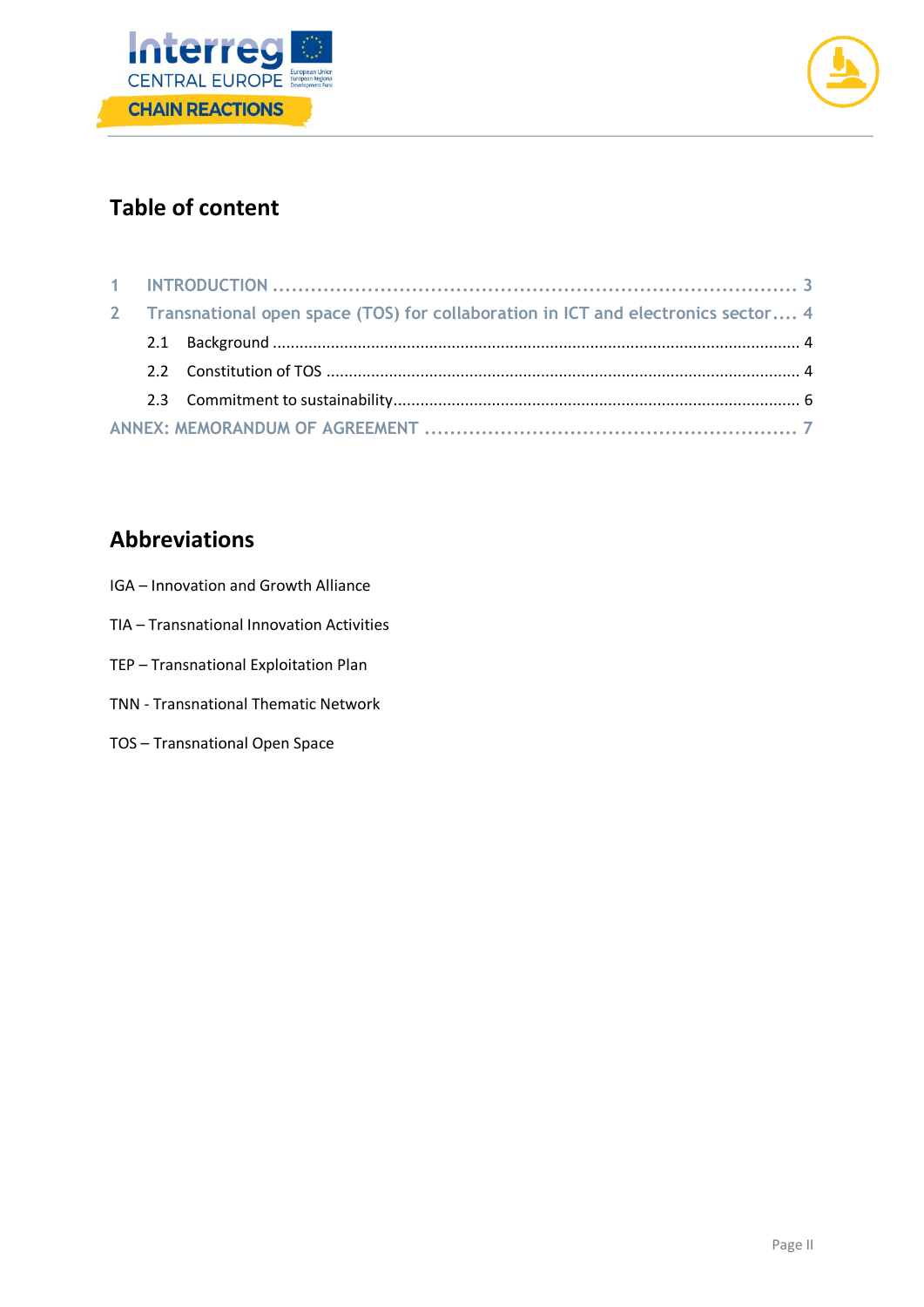# Table of content

1 INTRODUCTION ........................................................................... 3

2 Transnational open space (TOS) for collaboration in ICT and electronics sector.... 4

- 2.1 Background ........................................................................... 4
- 2.2 Constitution of TOS ........................................................................... 4
- 2.3 Commitment to sustainability........................................................................... 6

ANNEX: MEMORANDUM OF AGREEMENT ........................................................ 7

# Abbreviations

IGA – Innovation and Growth Alliance

TIA – Transnational Innovation Activities

TEP – Transnational Exploitation Plan

TNN - Transnational Thematic Network

TOS – Transnational Open Space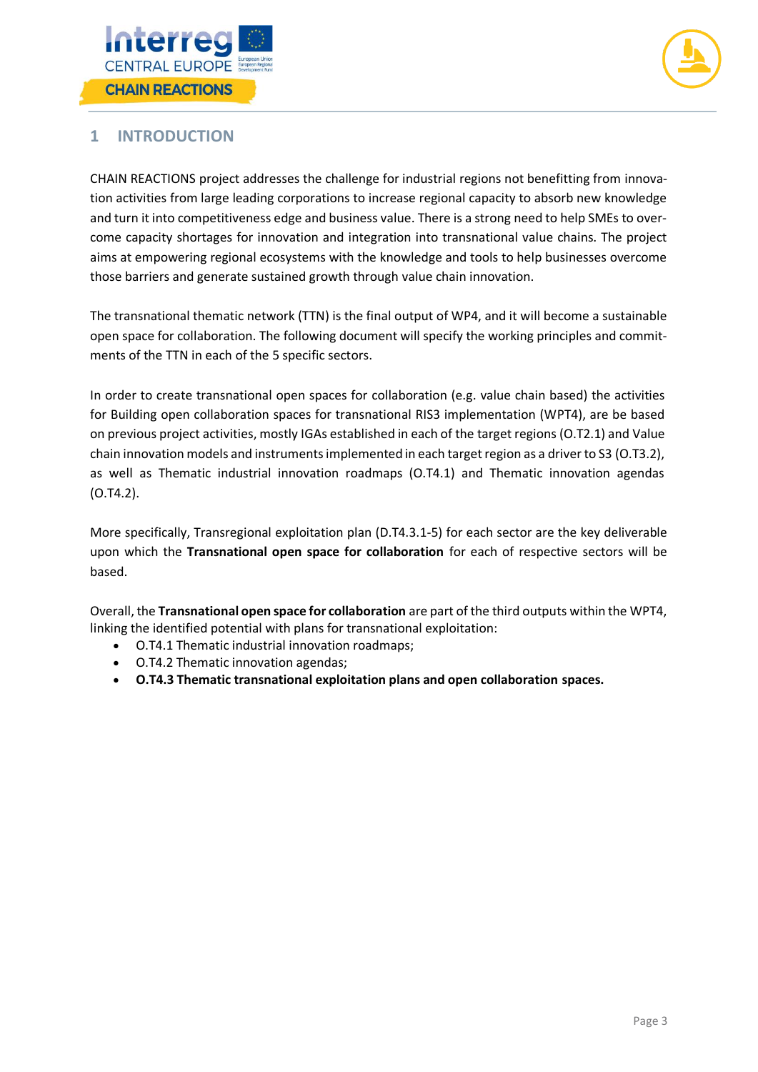# 1 INTRODUCTION

CHAIN REACTIONS project addresses the challenge for industrial regions not benefitting from innovation activities from large leading corporations to increase regional capacity to absorb new knowledge and turn it into competitiveness edge and business value. There is a strong need to help SMEs to overcome capacity shortages for innovation and integration into transnational value chains. The project aims at empowering regional ecosystems with the knowledge and tools to help businesses overcome those barriers and generate sustained growth through value chain innovation.

The transnational thematic network (TTN) is the final output of WP4, and it will become a sustainable open space for collaboration. The following document will specify the working principles and commitments of the TTN in each of the 5 specific sectors.

In order to create transnational open spaces for collaboration (e.g. value chain based) the activities for Building open collaboration spaces for transnational RIS3 implementation (WPT4), are be based on previous project activities, mostly IGAs established in each of the target regions (O.T2.1) and Value chain innovation models and instruments implemented in each target region as a driver to S3 (O.T3.2), as well as Thematic industrial innovation roadmaps (O.T4.1) and Thematic innovation agendas (O.T4.2).

More specifically, Transregional exploitation plan (D.T4.3.1-5) for each sector are the key deliverable upon which the **Transnational open space for collaboration** for each of respective sectors will be based.

Overall, the **Transnational open space for collaboration** are part of the third outputs within the WPT4, linking the identified potential with plans for transnational exploitation:

- O.T4.1 Thematic industrial innovation roadmaps;
- O.T4.2 Thematic innovation agendas;
- **O.T4.3 Thematic transnational exploitation plans and open collaboration spaces.**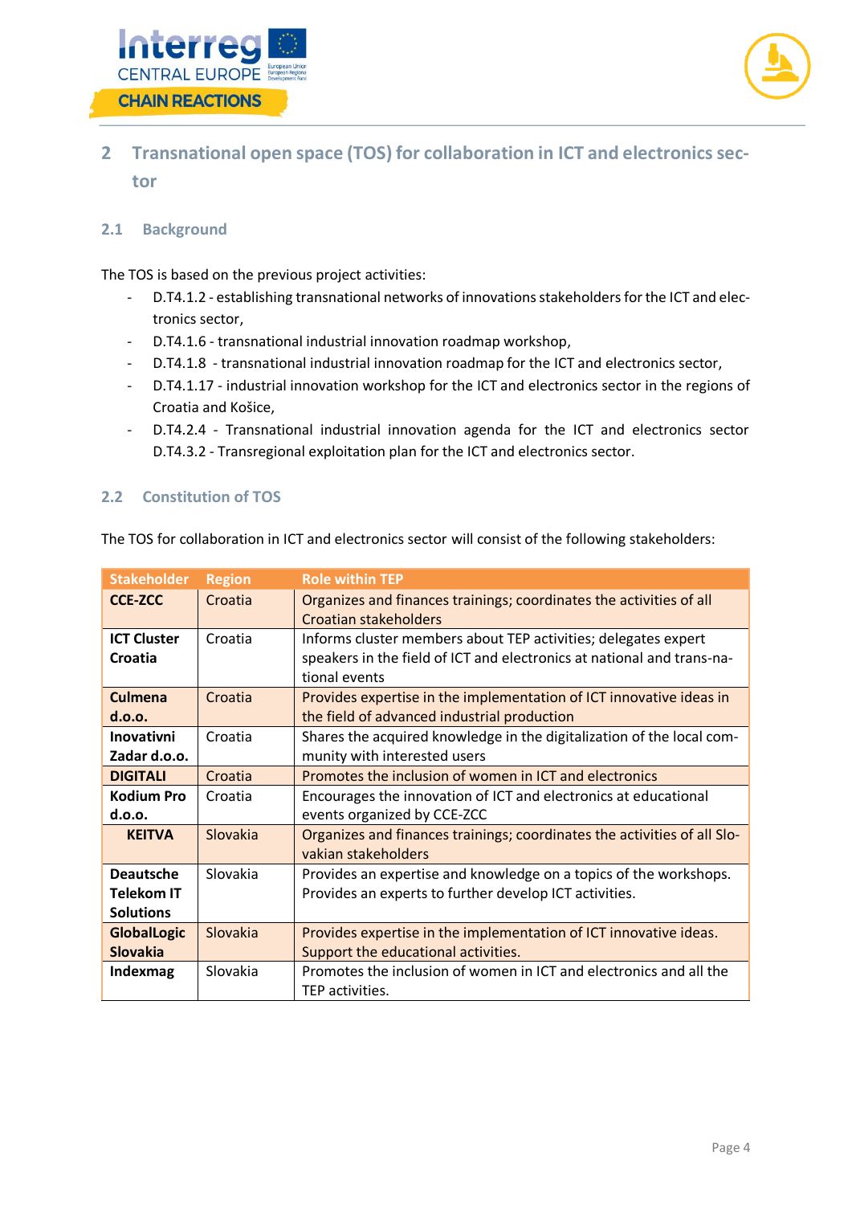## 2 Transnational open space (TOS) for collaboration in ICT and electronics sector

### 2.1 Background

The TOS is based on the previous project activities:

- D.T4.1.2 - establishing transnational networks of innovations stakeholders for the ICT and electronics sector,
- D.T4.1.6 - transnational industrial innovation roadmap workshop,
- D.T4.1.8 - transnational industrial innovation roadmap for the ICT and electronics sector,
- D.T4.1.17 - industrial innovation workshop for the ICT and electronics sector in the regions of Croatia and Košice,
- D.T4.2.4 - Transnational industrial innovation agenda for the ICT and electronics sector D.T4.3.2 - Transregional exploitation plan for the ICT and electronics sector.

### 2.2 Constitution of TOS

The TOS for collaboration in ICT and electronics sector will consist of the following stakeholders:

| Stakeholder | Region | Role within TEP |
|---|---|---|
| **CCE-ZCC** | Croatia | Organizes and finances trainings; coordinates the activities of all Croatian stakeholders |
| **ICT Cluster Croatia** | Croatia | Informs cluster members about TEP activities; delegates expert speakers in the field of ICT and electronics at national and trans-national events |
| **Culmena d.o.o.** | Croatia | Provides expertise in the implementation of ICT innovative ideas in the field of advanced industrial production |
| **Inovativni Zadar d.o.o.** | Croatia | Shares the acquired knowledge in the digitalization of the local community with interested users |
| **DIGITALI** | Croatia | Promotes the inclusion of women in ICT and electronics |
| **Kodium Pro d.o.o.** | Croatia | Encourages the innovation of ICT and electronics at educational events organized by CCE-ZCC |
| **KEITVA** | Slovakia | Organizes and finances trainings; coordinates the activities of all Slovakian stakeholders |
| **Deautsche Telekom IT Solutions** | Slovakia | Provides an expertise and knowledge on a topics of the workshops. Provides an experts to further develop ICT activities. |
| **GlobalLogic Slovakia** | Slovakia | Provides expertise in the implementation of ICT innovative ideas. Support the educational activities. |
| **Indexmag** | Slovakia | Promotes the inclusion of women in ICT and electronics and all the TEP activities. |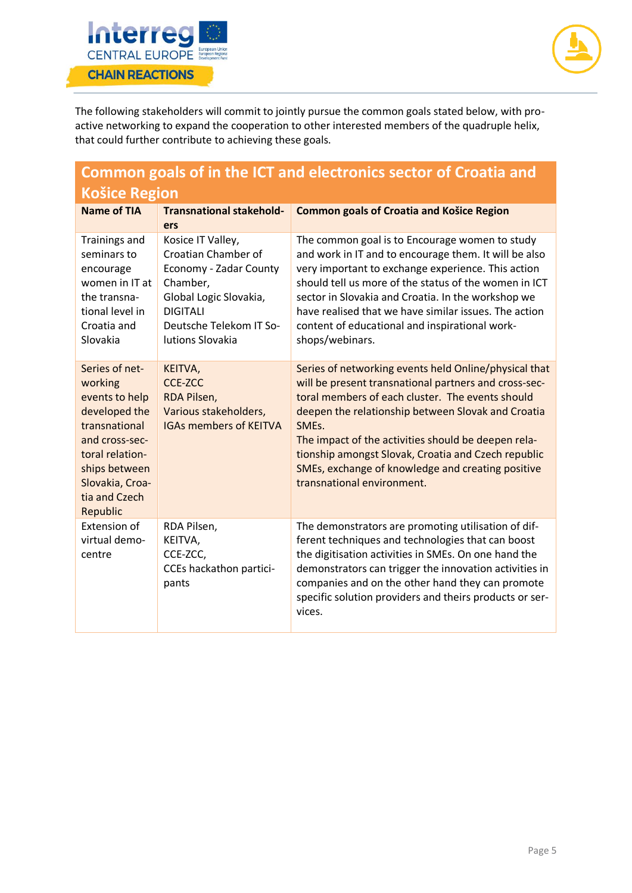The following stakeholders will commit to jointly pursue the common goals stated below, with pro-active networking to expand the cooperation to other interested members of the quadruple helix, that could further contribute to achieving these goals.

## Common goals of in the ICT and electronics sector of Croatia and Košice Region

| Name of TIA | Transnational stakeholders | Common goals of Croatia and Košice Region |
|---|---|---|
| Trainings and seminars to encourage women in IT at the transnational level in Croatia and Slovakia | Kosice IT Valley, Croatian Chamber of Economy - Zadar County Chamber, Global Logic Slovakia, DIGITALI Deutsche Telekom IT Solutions Slovakia | The common goal is to Encourage women to study and work in IT and to encourage them. It will be also very important to exchange experience. This action should tell us more of the status of the women in ICT sector in Slovakia and Croatia. In the workshop we have realised that we have similar issues. The action content of educational and inspirational workshops/webinars. |
| Series of networking events to help developed the transnational and cross-sectoral relationships between Slovakia, Croatia and Czech Republic | KEITVA, CCE-ZCC RDA Pilsen, Various stakeholders, IGAs members of KEITVA | Series of networking events held Online/physical that will be present transnational partners and cross-sectoral members of each cluster. The events should deepen the relationship between Slovak and Croatia SMEs. The impact of the activities should be deepen relationship amongst Slovak, Croatia and Czech republic SMEs, exchange of knowledge and creating positive transnational environment. |
| Extension of virtual democentre | RDA Pilsen, KEITVA, CCE-ZCC, CCEs hackathon participants | The demonstrators are promoting utilisation of different techniques and technologies that can boost the digitisation activities in SMEs. On one hand the demonstrators can trigger the innovation activities in companies and on the other hand they can promote specific solution providers and theirs products or services. |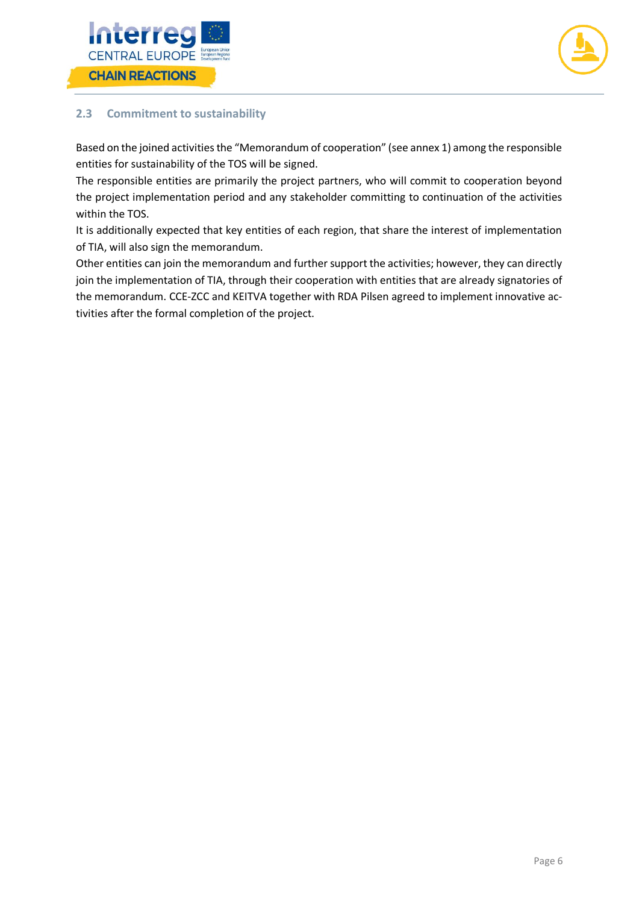### 2.3 Commitment to sustainability

Based on the joined activities the "Memorandum of cooperation" (see annex 1) among the responsible entities for sustainability of the TOS will be signed.

The responsible entities are primarily the project partners, who will commit to cooperation beyond the project implementation period and any stakeholder committing to continuation of the activities within the TOS.

It is additionally expected that key entities of each region, that share the interest of implementation of TIA, will also sign the memorandum.

Other entities can join the memorandum and further support the activities; however, they can directly join the implementation of TIA, through their cooperation with entities that are already signatories of the memorandum. CCE-ZCC and KEITVA together with RDA Pilsen agreed to implement innovative activities after the formal completion of the project.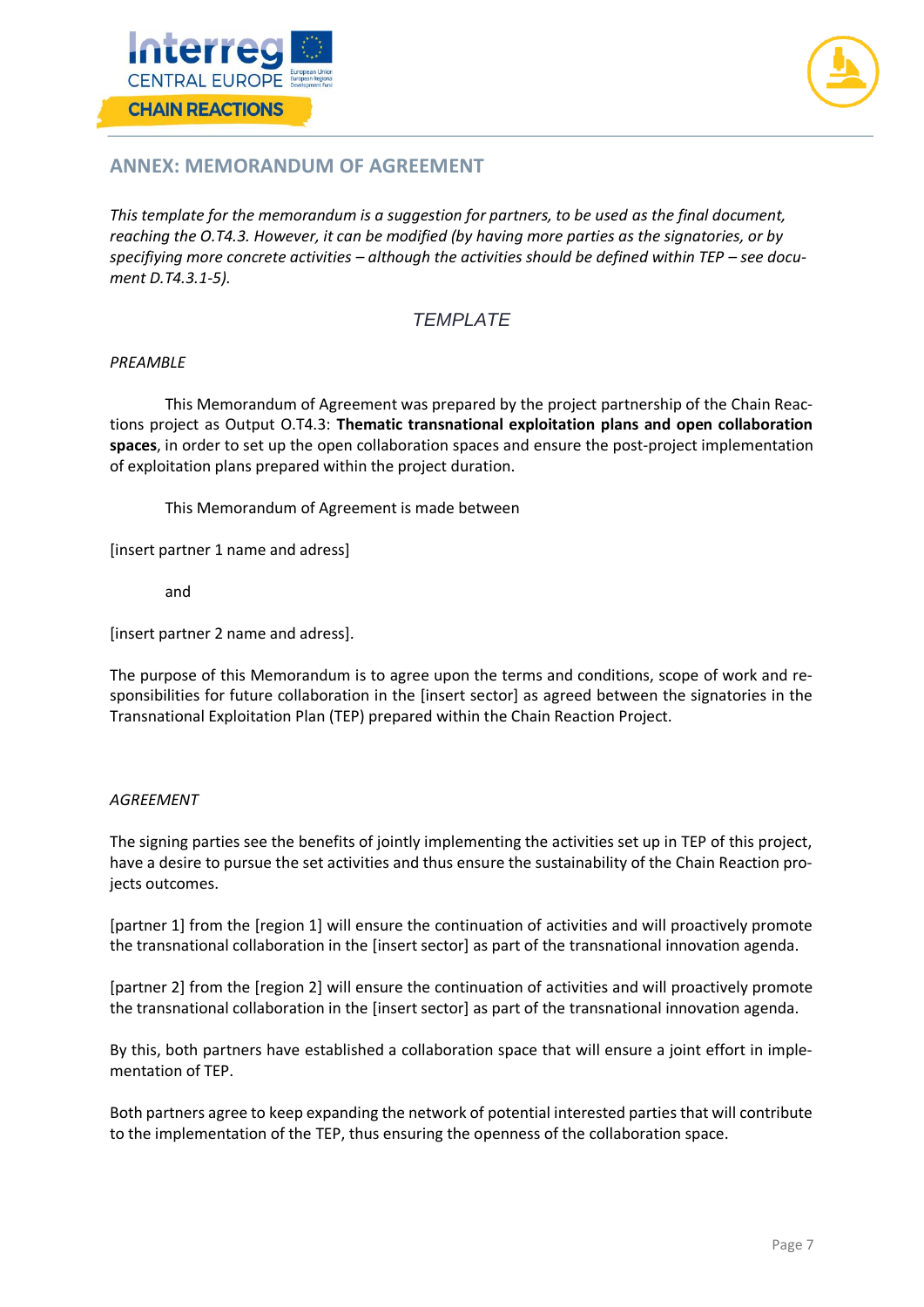## ANNEX: MEMORANDUM OF AGREEMENT

*This template for the memorandum is a suggestion for partners, to be used as the final document, reaching the O.T4.3. However, it can be modified (by having more parties as the signatories, or by specifiying more concrete activities – although the activities should be defined within TEP – see document D.T4.3.1-5).*

### *TEMPLATE*

*PREAMBLE*

This Memorandum of Agreement was prepared by the project partnership of the Chain Reactions project as Output O.T4.3: **Thematic transnational exploitation plans and open collaboration spaces**, in order to set up the open collaboration spaces and ensure the post-project implementation of exploitation plans prepared within the project duration.

This Memorandum of Agreement is made between

[insert partner 1 name and adress]

and

[insert partner 2 name and adress].

The purpose of this Memorandum is to agree upon the terms and conditions, scope of work and responsibilities for future collaboration in the [insert sector] as agreed between the signatories in the Transnational Exploitation Plan (TEP) prepared within the Chain Reaction Project.

*AGREEMENT*

The signing parties see the benefits of jointly implementing the activities set up in TEP of this project, have a desire to pursue the set activities and thus ensure the sustainability of the Chain Reaction projects outcomes.

[partner 1] from the [region 1] will ensure the continuation of activities and will proactively promote the transnational collaboration in the [insert sector] as part of the transnational innovation agenda.

[partner 2] from the [region 2] will ensure the continuation of activities and will proactively promote the transnational collaboration in the [insert sector] as part of the transnational innovation agenda.

By this, both partners have established a collaboration space that will ensure a joint effort in implementation of TEP.

Both partners agree to keep expanding the network of potential interested parties that will contribute to the implementation of the TEP, thus ensuring the openness of the collaboration space.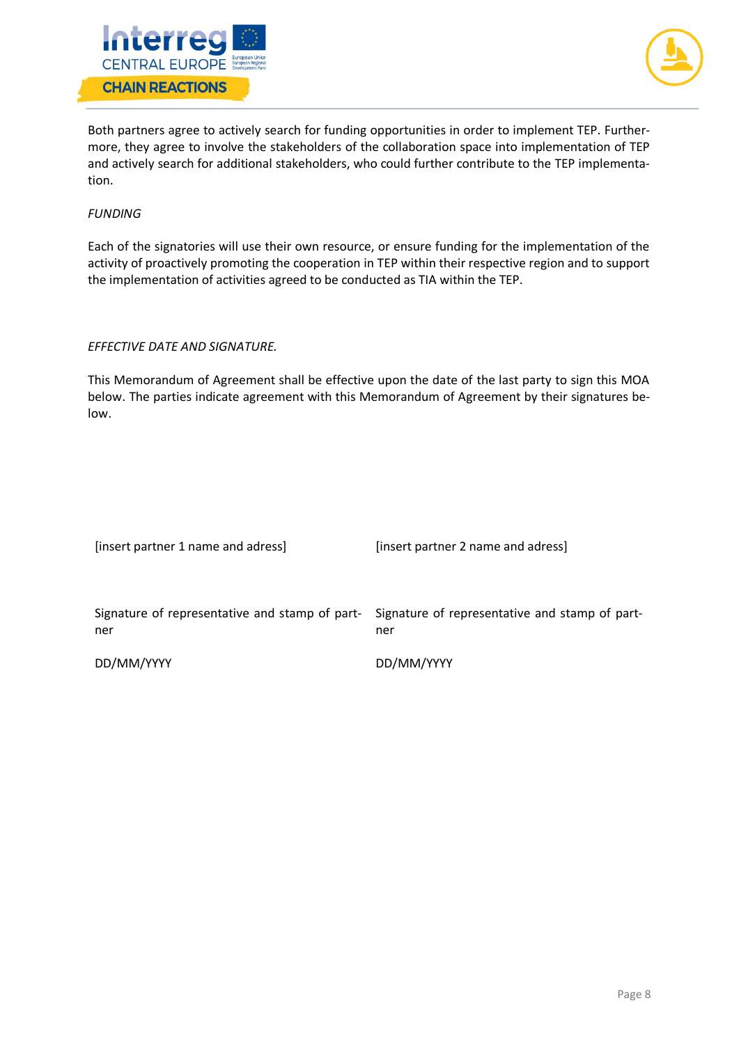Both partners agree to actively search for funding opportunities in order to implement TEP. Furthermore, they agree to involve the stakeholders of the collaboration space into implementation of TEP and actively search for additional stakeholders, who could further contribute to the TEP implementation.

*FUNDING*

Each of the signatories will use their own resource, or ensure funding for the implementation of the activity of proactively promoting the cooperation in TEP within their respective region and to support the implementation of activities agreed to be conducted as TIA within the TEP.

*EFFECTIVE DATE AND SIGNATURE.*

This Memorandum of Agreement shall be effective upon the date of the last party to sign this MOA below. The parties indicate agreement with this Memorandum of Agreement by their signatures below.

| | |
|---|---|
| [insert partner 1 name and adress] | [insert partner 2 name and adress] |
| Signature of representative and stamp of partner | Signature of representative and stamp of partner |
| DD/MM/YYYY | DD/MM/YYYY |